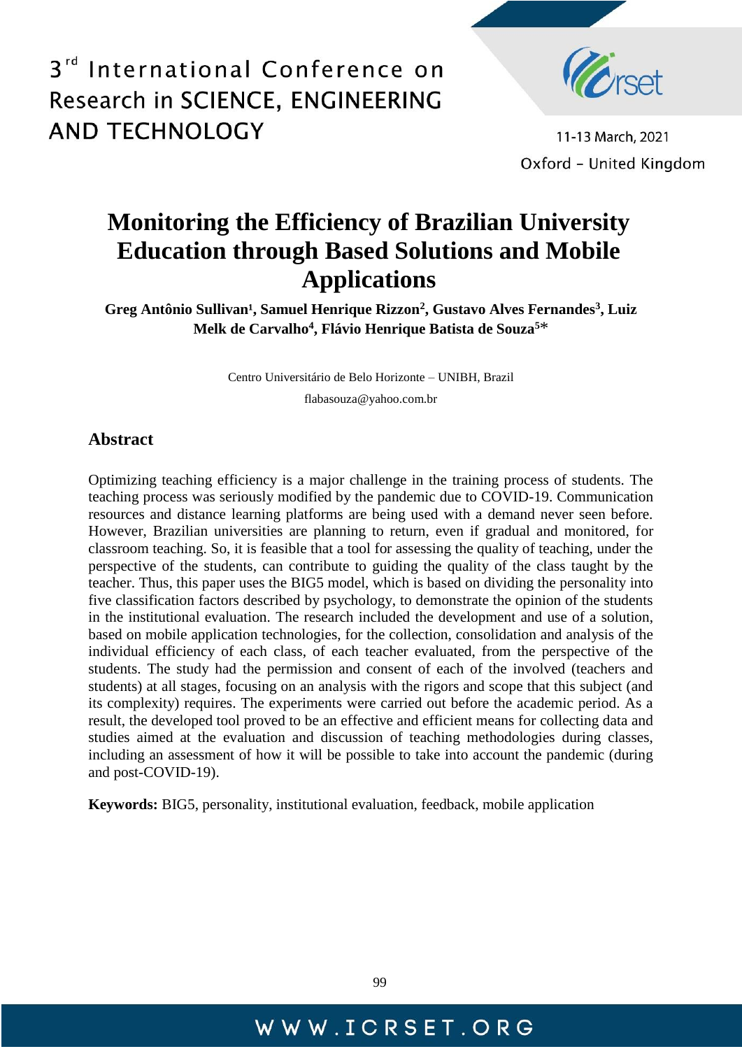# Monitoring the Efficiency of Brazilian University Education through Based Solutions and Mobile Applications

**Greg Antônio Sullivan[1], Samuel Henrique Rizzon[2], Gustavo Alves Fernandes[3], Luiz Melk de Carvalho[4], Flávio Henrique Batista de Souza[5]***

Centro Universitário de Belo Horizonte – UNIBH, Brazil

flabasouza@yahoo.com.br

## Abstract

Optimizing teaching efficiency is a major challenge in the training process of students. The teaching process was seriously modified by the pandemic due to COVID-19. Communication resources and distance learning platforms are being used with a demand never seen before. However, Brazilian universities are planning to return, even if gradual and monitored, for classroom teaching. So, it is feasible that a tool for assessing the quality of teaching, under the perspective of the students, can contribute to guiding the quality of the class taught by the teacher. Thus, this paper uses the BIG5 model, which is based on dividing the personality into five classification factors described by psychology, to demonstrate the opinion of the students in the institutional evaluation. The research included the development and use of a solution, based on mobile application technologies, for the collection, consolidation and analysis of the individual efficiency of each class, of each teacher evaluated, from the perspective of the students. The study had the permission and consent of each of the involved (teachers and students) at all stages, focusing on an analysis with the rigors and scope that this subject (and its complexity) requires. The experiments were carried out before the academic period. As a result, the developed tool proved to be an effective and efficient means for collecting data and studies aimed at the evaluation and discussion of teaching methodologies during classes, including an assessment of how it will be possible to take into account the pandemic (during and post-COVID-19).

**Keywords:** BIG5, personality, institutional evaluation, feedback, mobile application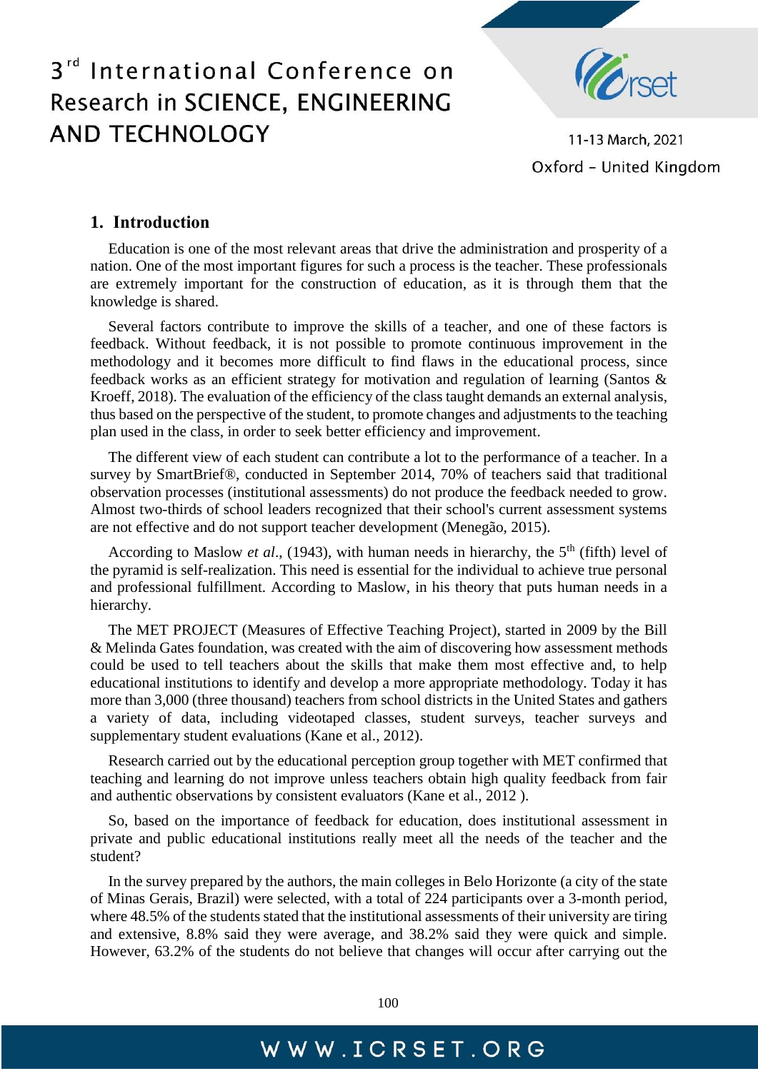## 1. Introduction

Education is one of the most relevant areas that drive the administration and prosperity of a nation. One of the most important figures for such a process is the teacher. These professionals are extremely important for the construction of education, as it is through them that the knowledge is shared.

Several factors contribute to improve the skills of a teacher, and one of these factors is feedback. Without feedback, it is not possible to promote continuous improvement in the methodology and it becomes more difficult to find flaws in the educational process, since feedback works as an efficient strategy for motivation and regulation of learning (Santos & Kroeff, 2018). The evaluation of the efficiency of the class taught demands an external analysis, thus based on the perspective of the student, to promote changes and adjustments to the teaching plan used in the class, in order to seek better efficiency and improvement.

The different view of each student can contribute a lot to the performance of a teacher. In a survey by SmartBrief®, conducted in September 2014, 70% of teachers said that traditional observation processes (institutional assessments) do not produce the feedback needed to grow. Almost two-thirds of school leaders recognized that their school's current assessment systems are not effective and do not support teacher development (Menegão, 2015).

According to Maslow *et al*., (1943), with human needs in hierarchy, the 5th (fifth) level of the pyramid is self-realization. This need is essential for the individual to achieve true personal and professional fulfillment. According to Maslow, in his theory that puts human needs in a hierarchy.

The MET PROJECT (Measures of Effective Teaching Project), started in 2009 by the Bill & Melinda Gates foundation, was created with the aim of discovering how assessment methods could be used to tell teachers about the skills that make them most effective and, to help educational institutions to identify and develop a more appropriate methodology. Today it has more than 3,000 (three thousand) teachers from school districts in the United States and gathers a variety of data, including videotaped classes, student surveys, teacher surveys and supplementary student evaluations (Kane et al., 2012).

Research carried out by the educational perception group together with MET confirmed that teaching and learning do not improve unless teachers obtain high quality feedback from fair and authentic observations by consistent evaluators (Kane et al., 2012 ).

So, based on the importance of feedback for education, does institutional assessment in private and public educational institutions really meet all the needs of the teacher and the student?

In the survey prepared by the authors, the main colleges in Belo Horizonte (a city of the state of Minas Gerais, Brazil) were selected, with a total of 224 participants over a 3-month period, where 48.5% of the students stated that the institutional assessments of their university are tiring and extensive, 8.8% said they were average, and 38.2% said they were quick and simple. However, 63.2% of the students do not believe that changes will occur after carrying out the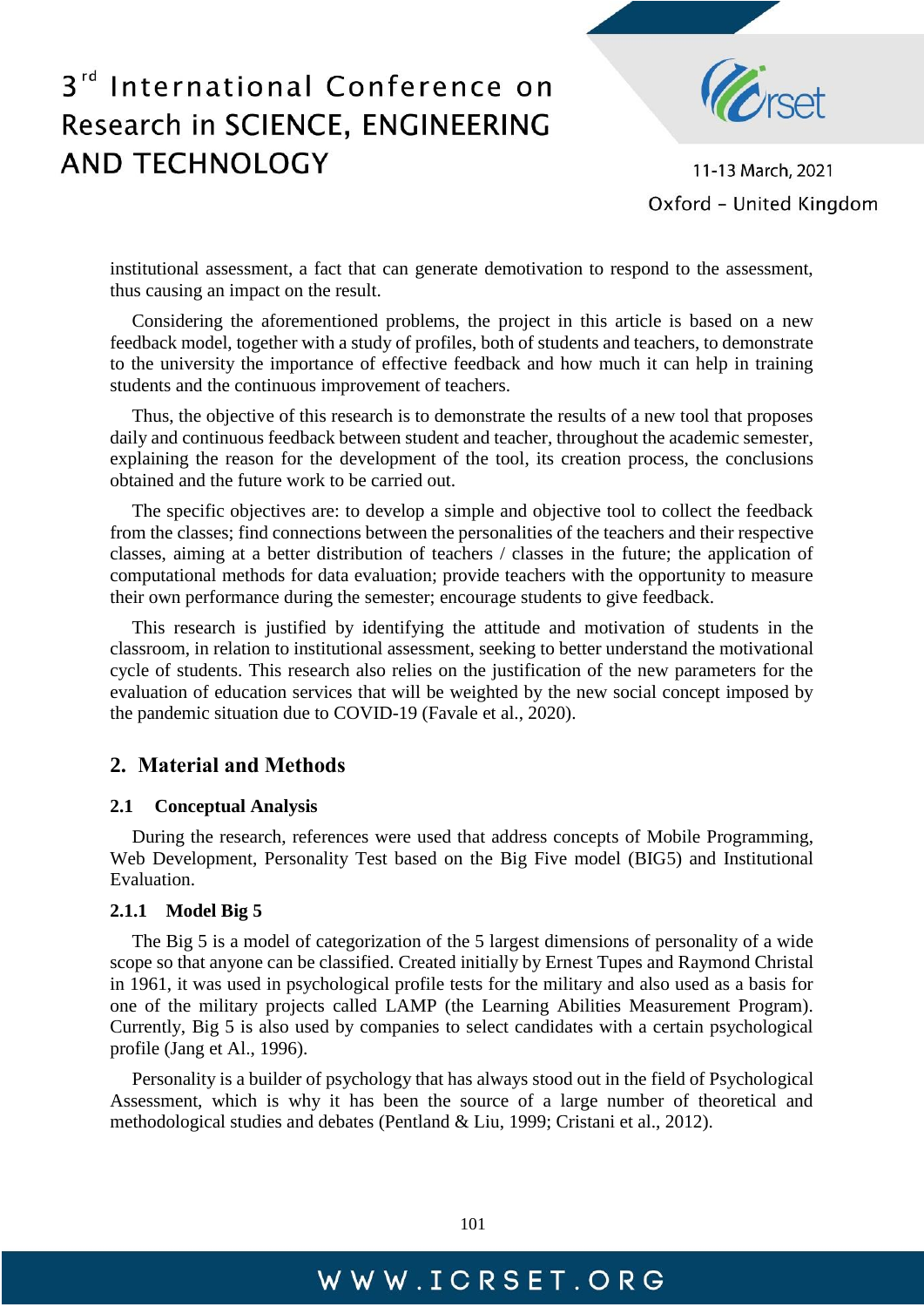institutional assessment, a fact that can generate demotivation to respond to the assessment, thus causing an impact on the result.

Considering the aforementioned problems, the project in this article is based on a new feedback model, together with a study of profiles, both of students and teachers, to demonstrate to the university the importance of effective feedback and how much it can help in training students and the continuous improvement of teachers.

Thus, the objective of this research is to demonstrate the results of a new tool that proposes daily and continuous feedback between student and teacher, throughout the academic semester, explaining the reason for the development of the tool, its creation process, the conclusions obtained and the future work to be carried out.

The specific objectives are: to develop a simple and objective tool to collect the feedback from the classes; find connections between the personalities of the teachers and their respective classes, aiming at a better distribution of teachers / classes in the future; the application of computational methods for data evaluation; provide teachers with the opportunity to measure their own performance during the semester; encourage students to give feedback.

This research is justified by identifying the attitude and motivation of students in the classroom, in relation to institutional assessment, seeking to better understand the motivational cycle of students. This research also relies on the justification of the new parameters for the evaluation of education services that will be weighted by the new social concept imposed by the pandemic situation due to COVID-19 (Favale et al., 2020).

## 2. Material and Methods

### 2.1 Conceptual Analysis

During the research, references were used that address concepts of Mobile Programming, Web Development, Personality Test based on the Big Five model (BIG5) and Institutional Evaluation.

#### 2.1.1 Model Big 5

The Big 5 is a model of categorization of the 5 largest dimensions of personality of a wide scope so that anyone can be classified. Created initially by Ernest Tupes and Raymond Christal in 1961, it was used in psychological profile tests for the military and also used as a basis for one of the military projects called LAMP (the Learning Abilities Measurement Program). Currently, Big 5 is also used by companies to select candidates with a certain psychological profile (Jang et Al., 1996).

Personality is a builder of psychology that has always stood out in the field of Psychological Assessment, which is why it has been the source of a large number of theoretical and methodological studies and debates (Pentland & Liu, 1999; Cristani et al., 2012).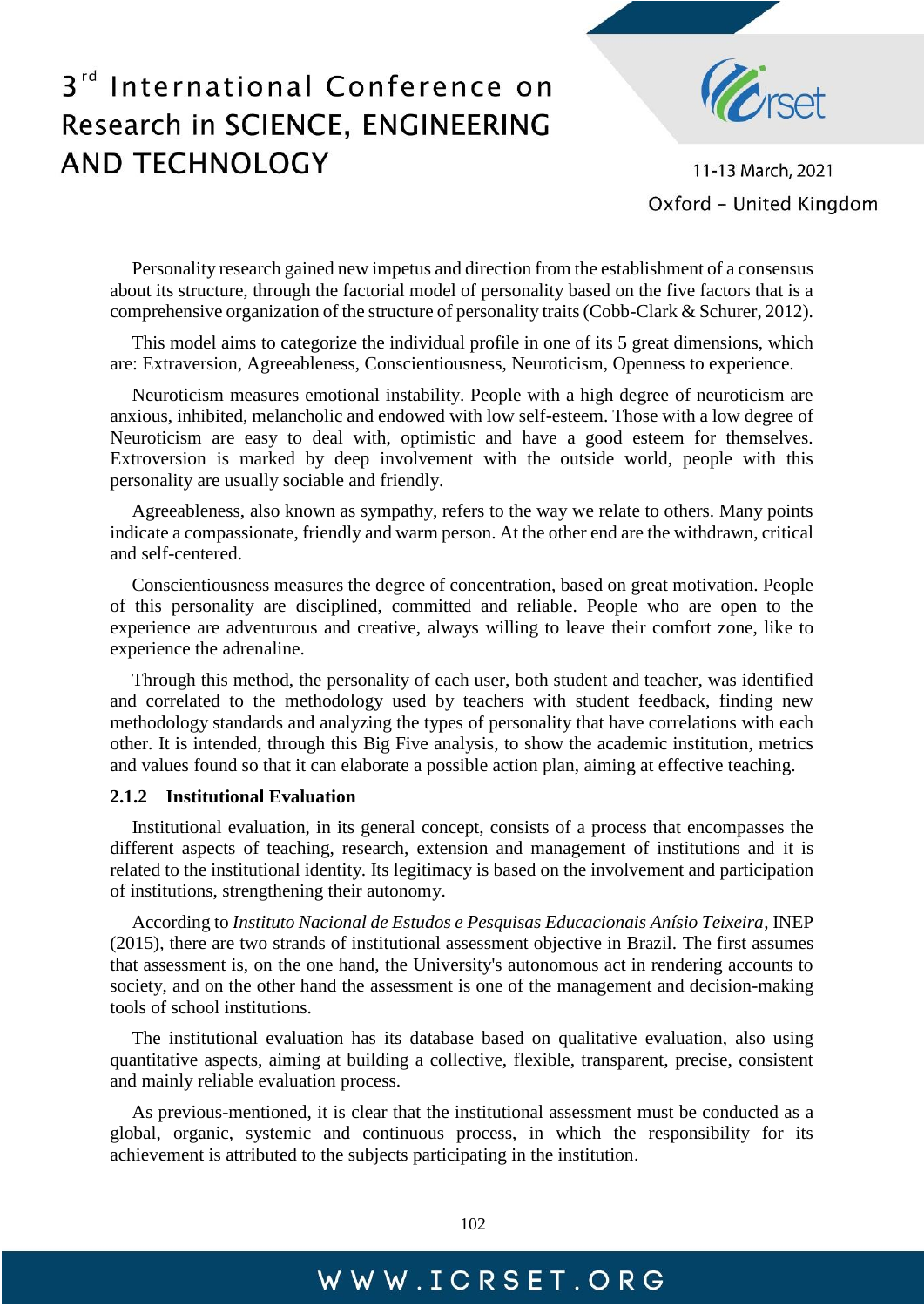Personality research gained new impetus and direction from the establishment of a consensus about its structure, through the factorial model of personality based on the five factors that is a comprehensive organization of the structure of personality traits (Cobb-Clark & Schurer, 2012).

This model aims to categorize the individual profile in one of its 5 great dimensions, which are: Extraversion, Agreeableness, Conscientiousness, Neuroticism, Openness to experience.

Neuroticism measures emotional instability. People with a high degree of neuroticism are anxious, inhibited, melancholic and endowed with low self-esteem. Those with a low degree of Neuroticism are easy to deal with, optimistic and have a good esteem for themselves. Extroversion is marked by deep involvement with the outside world, people with this personality are usually sociable and friendly.

Agreeableness, also known as sympathy, refers to the way we relate to others. Many points indicate a compassionate, friendly and warm person. At the other end are the withdrawn, critical and self-centered.

Conscientiousness measures the degree of concentration, based on great motivation. People of this personality are disciplined, committed and reliable. People who are open to the experience are adventurous and creative, always willing to leave their comfort zone, like to experience the adrenaline.

Through this method, the personality of each user, both student and teacher, was identified and correlated to the methodology used by teachers with student feedback, finding new methodology standards and analyzing the types of personality that have correlations with each other. It is intended, through this Big Five analysis, to show the academic institution, metrics and values found so that it can elaborate a possible action plan, aiming at effective teaching.

### 2.1.2 Institutional Evaluation

Institutional evaluation, in its general concept, consists of a process that encompasses the different aspects of teaching, research, extension and management of institutions and it is related to the institutional identity. Its legitimacy is based on the involvement and participation of institutions, strengthening their autonomy.

According to *Instituto Nacional de Estudos e Pesquisas Educacionais Anísio Teixeira*, INEP (2015), there are two strands of institutional assessment objective in Brazil. The first assumes that assessment is, on the one hand, the University's autonomous act in rendering accounts to society, and on the other hand the assessment is one of the management and decision-making tools of school institutions.

The institutional evaluation has its database based on qualitative evaluation, also using quantitative aspects, aiming at building a collective, flexible, transparent, precise, consistent and mainly reliable evaluation process.

As previous-mentioned, it is clear that the institutional assessment must be conducted as a global, organic, systemic and continuous process, in which the responsibility for its achievement is attributed to the subjects participating in the institution.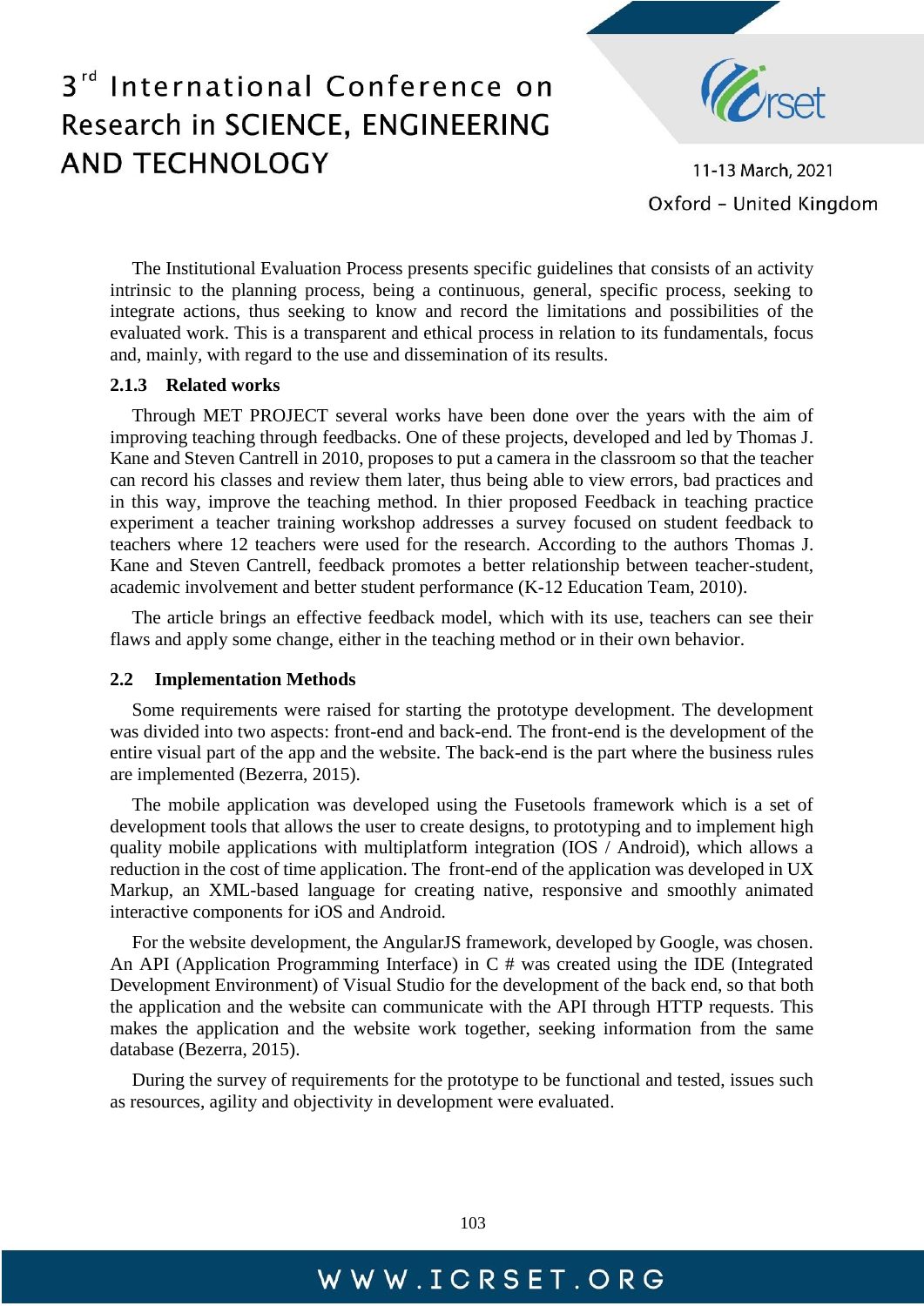The Institutional Evaluation Process presents specific guidelines that consists of an activity intrinsic to the planning process, being a continuous, general, specific process, seeking to integrate actions, thus seeking to know and record the limitations and possibilities of the evaluated work. This is a transparent and ethical process in relation to its fundamentals, focus and, mainly, with regard to the use and dissemination of its results.

#### 2.1.3 Related works

Through MET PROJECT several works have been done over the years with the aim of improving teaching through feedbacks. One of these projects, developed and led by Thomas J. Kane and Steven Cantrell in 2010, proposes to put a camera in the classroom so that the teacher can record his classes and review them later, thus being able to view errors, bad practices and in this way, improve the teaching method. In thier proposed Feedback in teaching practice experiment a teacher training workshop addresses a survey focused on student feedback to teachers where 12 teachers were used for the research. According to the authors Thomas J. Kane and Steven Cantrell, feedback promotes a better relationship between teacher-student, academic involvement and better student performance (K-12 Education Team, 2010).

The article brings an effective feedback model, which with its use, teachers can see their flaws and apply some change, either in the teaching method or in their own behavior.

### 2.2 Implementation Methods

Some requirements were raised for starting the prototype development. The development was divided into two aspects: front-end and back-end. The front-end is the development of the entire visual part of the app and the website. The back-end is the part where the business rules are implemented (Bezerra, 2015).

The mobile application was developed using the Fusetools framework which is a set of development tools that allows the user to create designs, to prototyping and to implement high quality mobile applications with multiplatform integration (IOS / Android), which allows a reduction in the cost of time application. The front-end of the application was developed in UX Markup, an XML-based language for creating native, responsive and smoothly animated interactive components for iOS and Android.

For the website development, the AngularJS framework, developed by Google, was chosen. An API (Application Programming Interface) in C # was created using the IDE (Integrated Development Environment) of Visual Studio for the development of the back end, so that both the application and the website can communicate with the API through HTTP requests. This makes the application and the website work together, seeking information from the same database (Bezerra, 2015).

During the survey of requirements for the prototype to be functional and tested, issues such as resources, agility and objectivity in development were evaluated.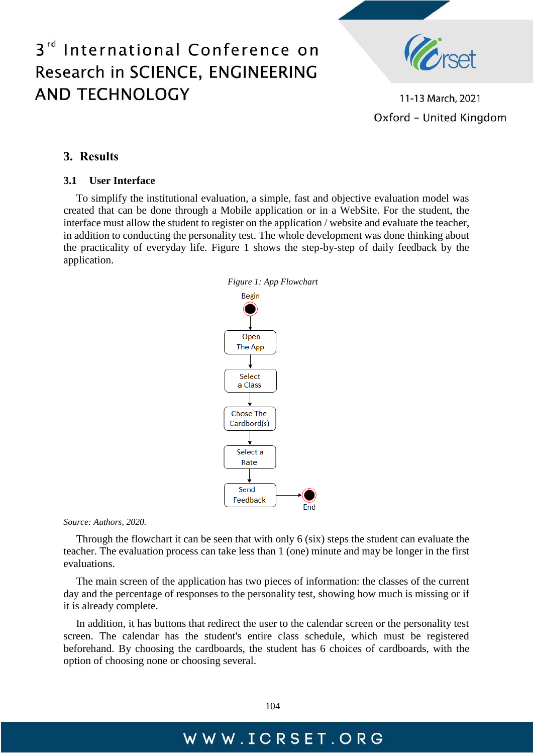## 3. Results

### 3.1 User Interface

To simplify the institutional evaluation, a simple, fast and objective evaluation model was created that can be done through a Mobile application or in a WebSite. For the student, the interface must allow the student to register on the application / website and evaluate the teacher, in addition to conducting the personality test. The whole development was done thinking about the practicality of everyday life. Figure 1 shows the step-by-step of daily feedback by the application.

*Figure 1: App Flowchart*

Begin → Open The App → Select a Class → Chose The Cardbord(s) → Select a Rate → Send Feedback → End

*Source: Authors, 2020.*

Through the flowchart it can be seen that with only 6 (six) steps the student can evaluate the teacher. The evaluation process can take less than 1 (one) minute and may be longer in the first evaluations.

The main screen of the application has two pieces of information: the classes of the current day and the percentage of responses to the personality test, showing how much is missing or if it is already complete.

In addition, it has buttons that redirect the user to the calendar screen or the personality test screen. The calendar has the student's entire class schedule, which must be registered beforehand. By choosing the cardboards, the student has 6 choices of cardboards, with the option of choosing none or choosing several.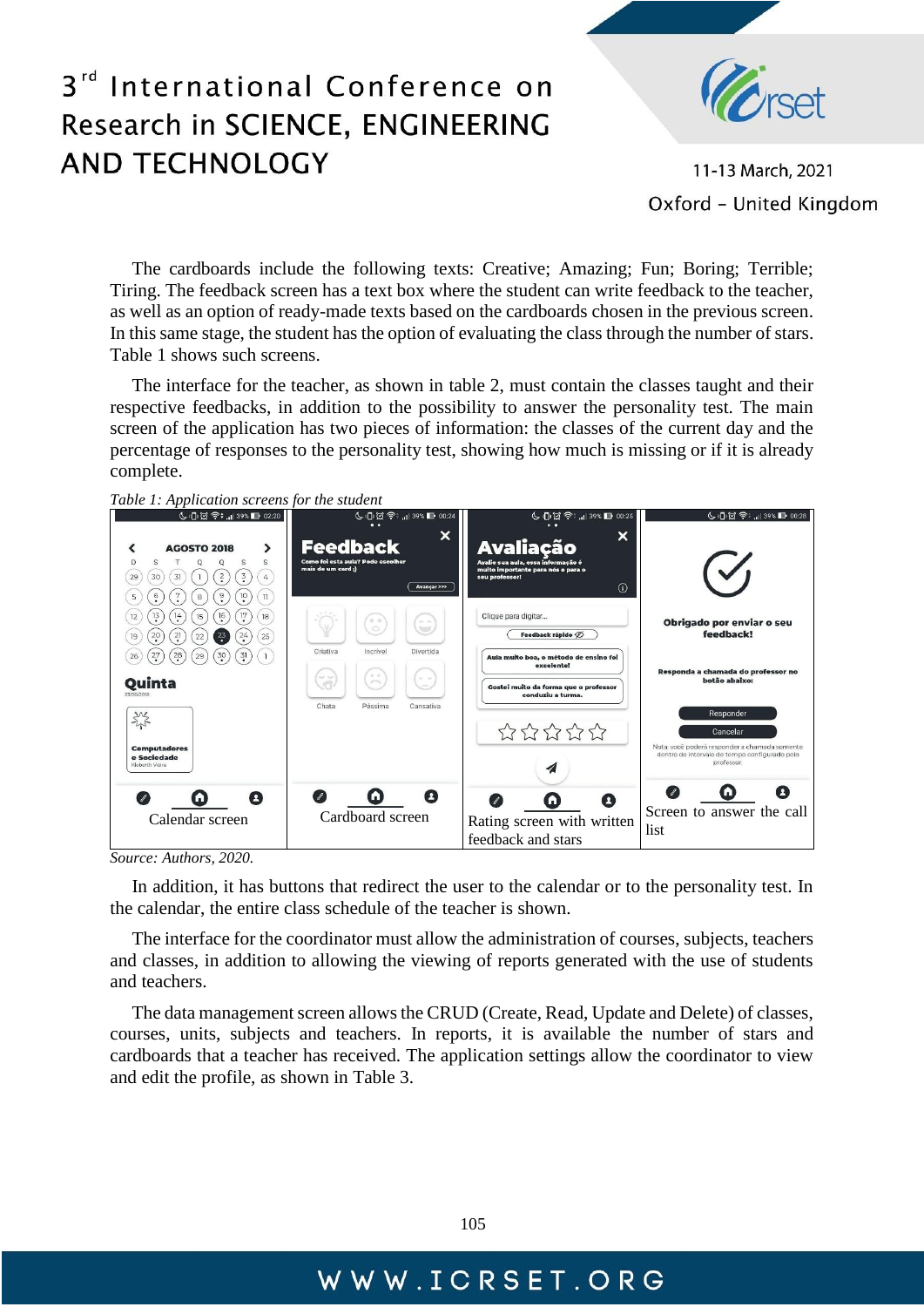The cardboards include the following texts: Creative; Amazing; Fun; Boring; Terrible; Tiring. The feedback screen has a text box where the student can write feedback to the teacher, as well as an option of ready-made texts based on the cardboards chosen in the previous screen. In this same stage, the student has the option of evaluating the class through the number of stars. Table 1 shows such screens.

The interface for the teacher, as shown in table 2, must contain the classes taught and their respective feedbacks, in addition to the possibility to answer the personality test. The main screen of the application has two pieces of information: the classes of the current day and the percentage of responses to the personality test, showing how much is missing or if it is already complete.

*Table 1: Application screens for the student*

| Calendar screen | Cardboard screen | Rating screen with written feedback and stars | Screen to answer the call list |
|---|---|---|---|

*Source: Authors, 2020.*

In addition, it has buttons that redirect the user to the calendar or to the personality test. In the calendar, the entire class schedule of the teacher is shown.

The interface for the coordinator must allow the administration of courses, subjects, teachers and classes, in addition to allowing the viewing of reports generated with the use of students and teachers.

The data management screen allows the CRUD (Create, Read, Update and Delete) of classes, courses, units, subjects and teachers. In reports, it is available the number of stars and cardboards that a teacher has received. The application settings allow the coordinator to view and edit the profile, as shown in Table 3.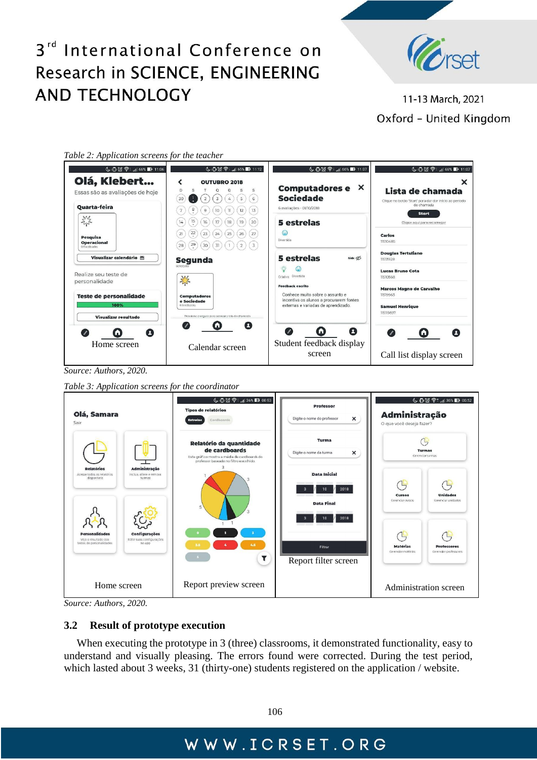Table 2: Application screens for the teacher

| Home screen | Calendar screen | Student feedback display screen | Call list display screen |
|---|---|---|---|

Source: Authors, 2020.

Table 3: Application screens for the coordinator

| Home screen | Report preview screen | Report filter screen | Administration screen |
|---|---|---|---|

Source: Authors, 2020.

### 3.2 Result of prototype execution

When executing the prototype in 3 (three) classrooms, it demonstrated functionality, easy to understand and visually pleasing. The errors found were corrected. During the test period, which lasted about 3 weeks, 31 (thirty-one) students registered on the application / website.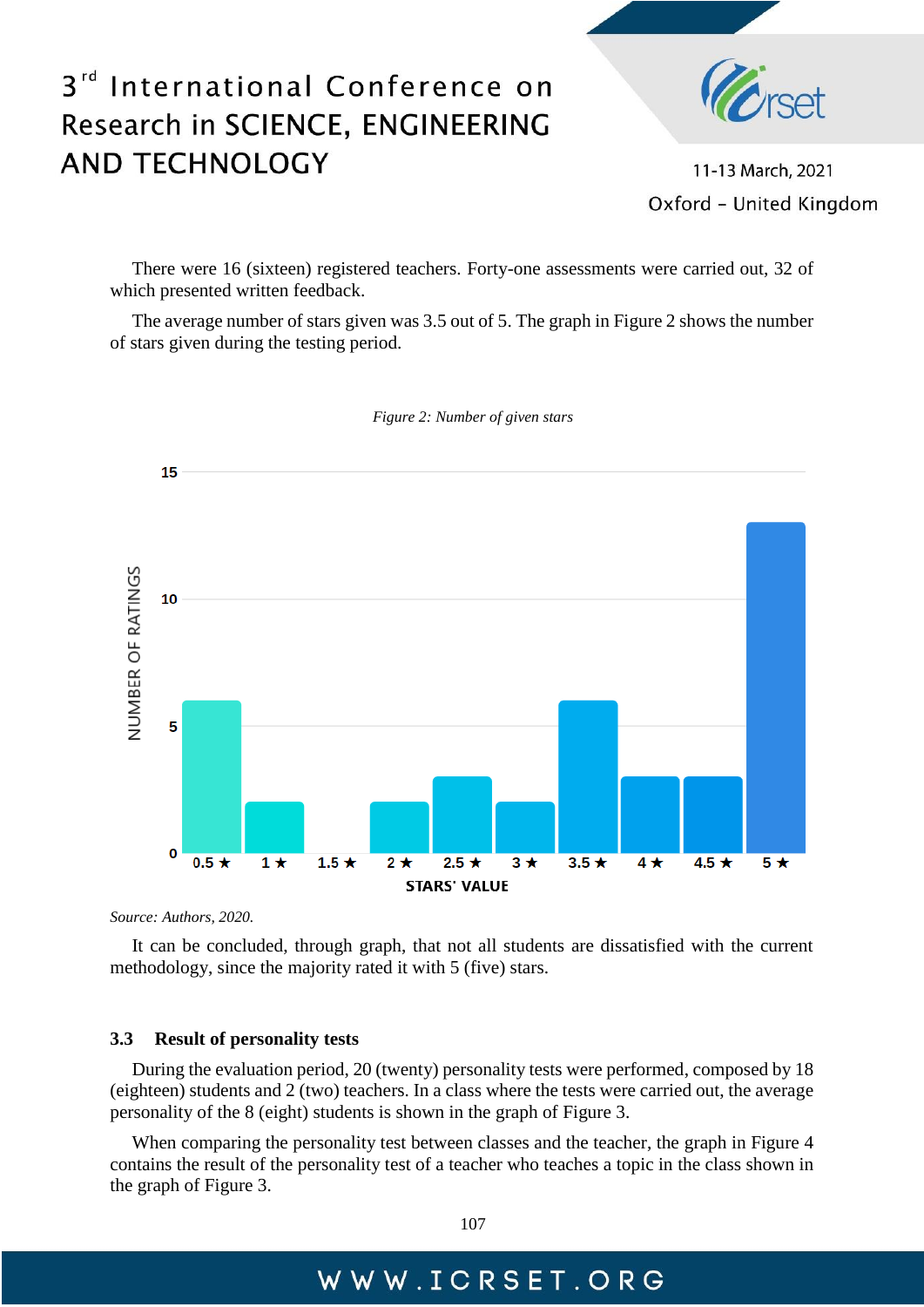There were 16 (sixteen) registered teachers. Forty-one assessments were carried out, 32 of which presented written feedback.

The average number of stars given was 3.5 out of 5. The graph in Figure 2 shows the number of stars given during the testing period.

*Figure 2: Number of given stars*

*Source: Authors, 2020.*

It can be concluded, through graph, that not all students are dissatisfied with the current methodology, since the majority rated it with 5 (five) stars.

### 3.3 Result of personality tests

During the evaluation period, 20 (twenty) personality tests were performed, composed by 18 (eighteen) students and 2 (two) teachers. In a class where the tests were carried out, the average personality of the 8 (eight) students is shown in the graph of Figure 3.

When comparing the personality test between classes and the teacher, the graph in Figure 4 contains the result of the personality test of a teacher who teaches a topic in the class shown in the graph of Figure 3.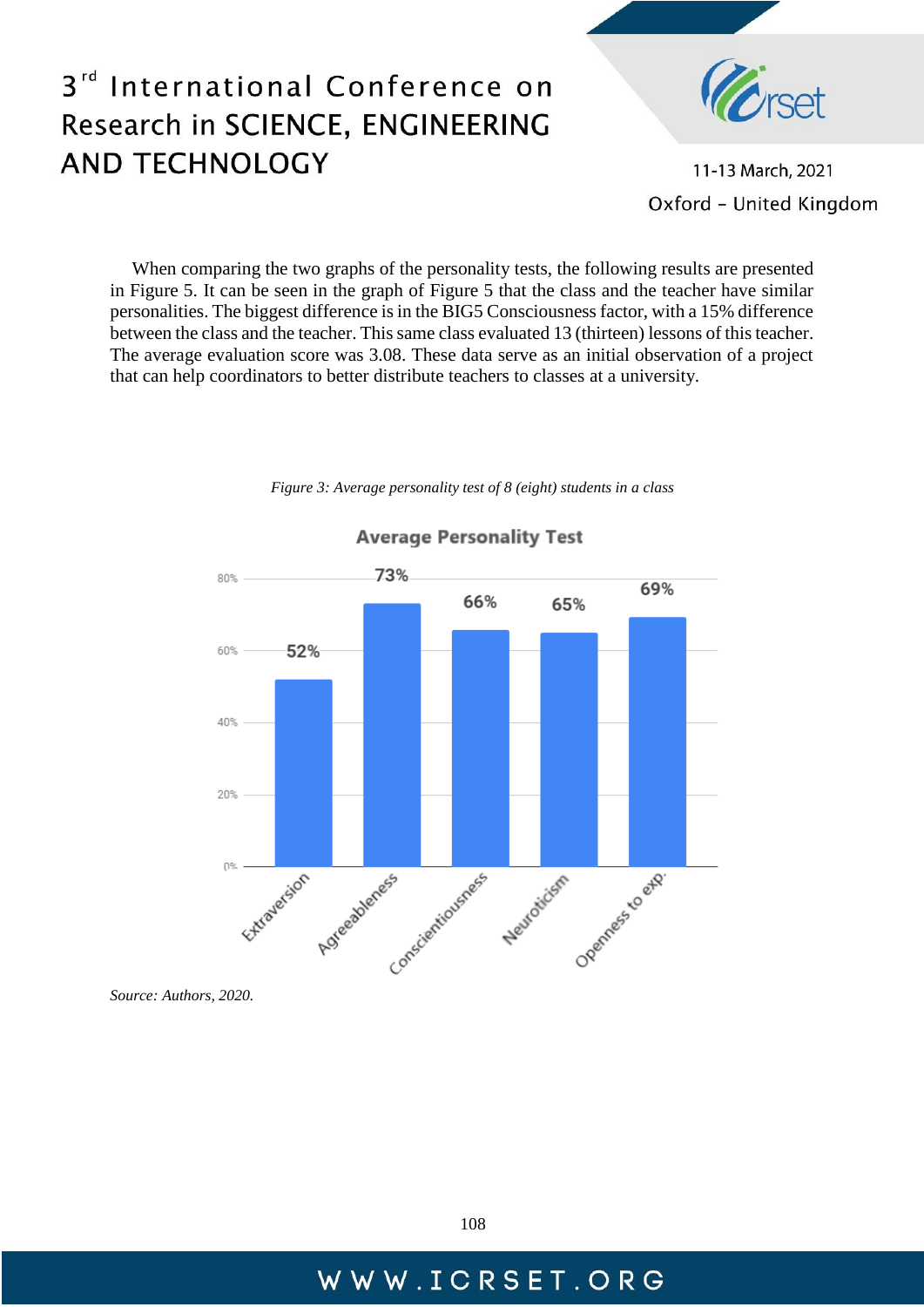When comparing the two graphs of the personality tests, the following results are presented in Figure 5. It can be seen in the graph of Figure 5 that the class and the teacher have similar personalities. The biggest difference is in the BIG5 Consciousness factor, with a 15% difference between the class and the teacher. This same class evaluated 13 (thirteen) lessons of this teacher. The average evaluation score was 3.08. These data serve as an initial observation of a project that can help coordinators to better distribute teachers to classes at a university.

*Figure 3: Average personality test of 8 (eight) students in a class*

**Average Personality Test**

| Trait | Value |
|---|---|
| Extraversion | 52% |
| Agreeableness | 73% |
| Conscientiousness | 66% |
| Neuroticism | 65% |
| Openness to exp. | 69% |

*Source: Authors, 2020.*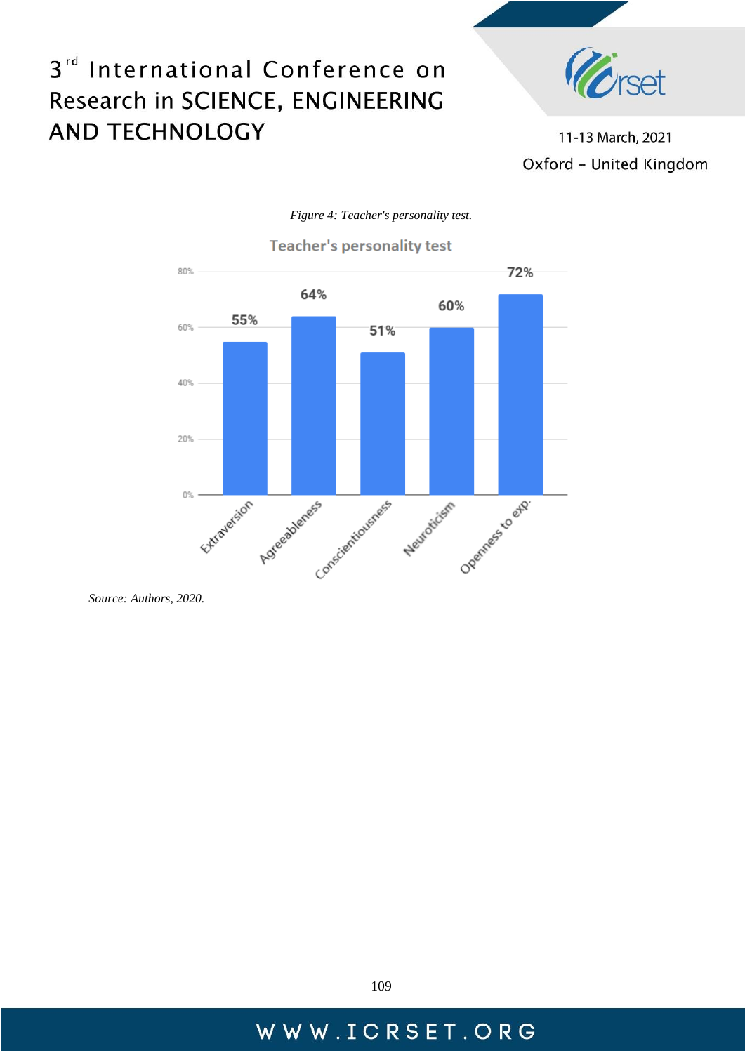*Figure 4: Teacher's personality test.*

Teacher's personality test

| Trait | Percentage |
| --- | --- |
| Extraversion | 55% |
| Agreeableness | 64% |
| Conscientiousness | 51% |
| Neuroticism | 60% |
| Openness to exp. | 72% |

*Source: Authors, 2020.*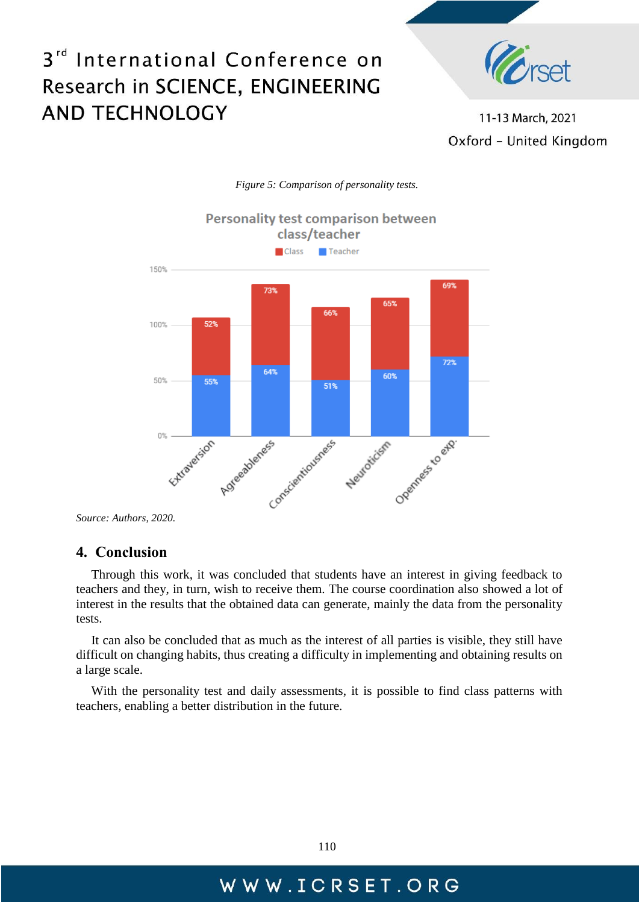*Figure 5: Comparison of personality tests.*

*Source: Authors, 2020.*

## 4. Conclusion

Through this work, it was concluded that students have an interest in giving feedback to teachers and they, in turn, wish to receive them. The course coordination also showed a lot of interest in the results that the obtained data can generate, mainly the data from the personality tests.

It can also be concluded that as much as the interest of all parties is visible, they still have difficult on changing habits, thus creating a difficulty in implementing and obtaining results on a large scale.

With the personality test and daily assessments, it is possible to find class patterns with teachers, enabling a better distribution in the future.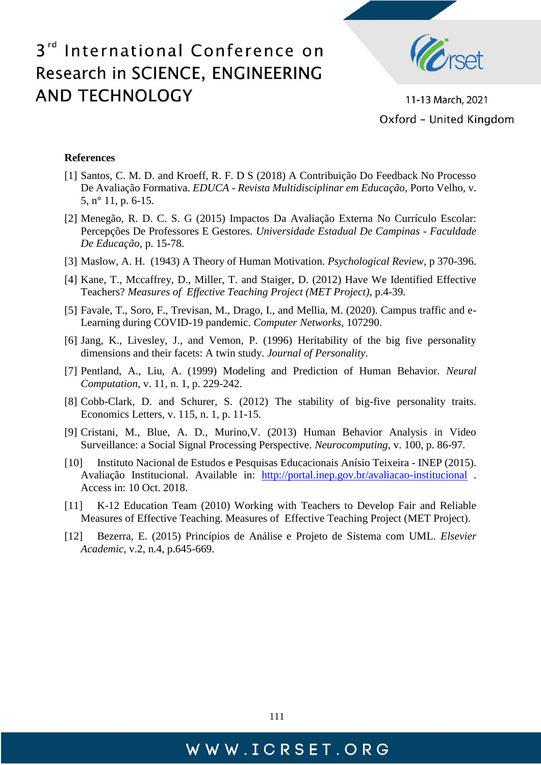**References**

[1] Santos, C. M. D. and Kroeff, R. F. D S (2018) A Contribuição Do Feedback No Processo De Avaliação Formativa. *EDUCA - Revista Multidisciplinar em Educação*, Porto Velho, v. 5, n° 11, p. 6-15.

[2] Menegão, R. D. C. S. G (2015) Impactos Da Avaliação Externa No Currículo Escolar: Percepções De Professores E Gestores. *Universidade Estadual De Campinas - Faculdade De Educação*, p. 15-78.

[3] Maslow, A. H. (1943) A Theory of Human Motivation. *Psychological Review*, p 370-396.

[4] Kane, T., Mccaffrey, D., Miller, T. and Staiger, D. (2012) Have We Identified Effective Teachers? *Measures of Effective Teaching Project (MET Project)*, p.4-39.

[5] Favale, T., Soro, F., Trevisan, M., Drago, I., and Mellia, M. (2020). Campus traffic and e-Learning during COVID-19 pandemic. *Computer Networks*, 107290.

[6] Jang, K., Livesley, J., and Vemon, P. (1996) Heritability of the big five personality dimensions and their facets: A twin study. *Journal of Personality*.

[7] Pentland, A., Liu, A. (1999) Modeling and Prediction of Human Behavior. *Neural Computation*, v. 11, n. 1, p. 229-242.

[8] Cobb-Clark, D. and Schurer, S. (2012) The stability of big-five personality traits. Economics Letters, v. 115, n. 1, p. 11-15.

[9] Cristani, M., Blue, A. D., Murino,V. (2013) Human Behavior Analysis in Video Surveillance: a Social Signal Processing Perspective. *Neurocomputing*, v. 100, p. 86-97.

[10] Instituto Nacional de Estudos e Pesquisas Educacionais Anísio Teixeira - INEP (2015). Avaliação Institucional. Available in: http://portal.inep.gov.br/avaliacao-institucional . Access in: 10 Oct. 2018.

[11] K-12 Education Team (2010) Working with Teachers to Develop Fair and Reliable Measures of Effective Teaching. Measures of Effective Teaching Project (MET Project).

[12] Bezerra, E. (2015) Princípios de Análise e Projeto de Sistema com UML. *Elsevier Academic*, v.2, n.4, p.645-669.